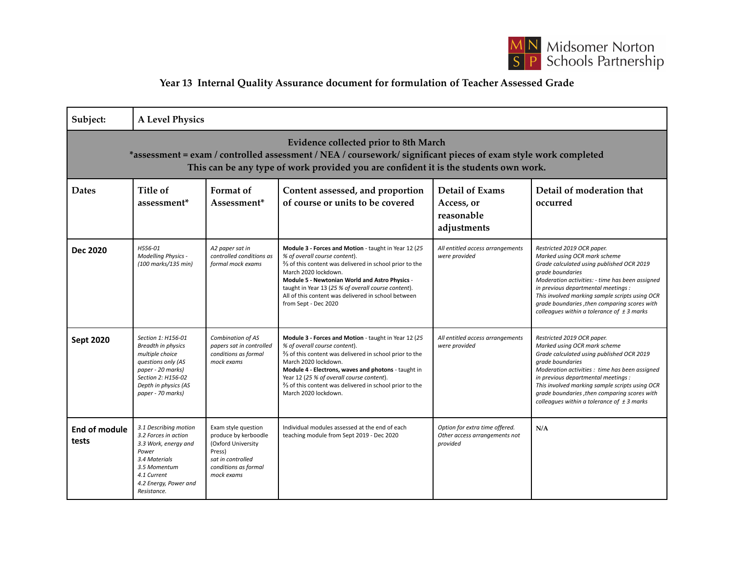Midsomer Norton Schools Partnership

# Year 13 Internal Quality Assurance document for formulation of Teacher Assessed Grade

| **Subject:** | **A Level Physics** | | | | |
|---|---|---|---|---|---|
| **Evidence collected prior to 8th March**<br>***assessment = exam / controlled assessment / NEA / coursework/ significant pieces of exam style work completed**<br>**This can be any type of work provided you are confident it is the students own work.** | | | | | |
| **Dates** | **Title of assessment*** | **Format of Assessment*** | **Content assessed, and proportion of course or units to be covered** | **Detail of Exams Access, or reasonable adjustments** | **Detail of moderation that occurred** |
| **Dec 2020** | *H556-01 Modelling Physics - (100 marks/135 min)* | *A2 paper sat in controlled conditions as formal mock exams* | **Module 3 - Forces and Motion** - taught in Year 12 (*25 % of overall course content*).<br>⅔ of this content was delivered in school prior to the March 2020 lockdown.<br>**Module 5 - Newtonian World and Astro Physics** - taught in Year 13 (*25 % of overall course content*).<br>All of this content was delivered in school between from Sept - Dec 2020 | *All entitled access arrangements were provided* | *Restricted 2019 OCR paper.*<br>*Marked using OCR mark scheme*<br>*Grade calculated using published OCR 2019 grade boundaries*<br>*Moderation activities: - time has been assigned in previous departmental meetings :*<br>*This involved marking sample scripts using OCR grade boundaries ,then comparing scores with colleagues within a tolerance of ± 3 marks* |
| **Sept 2020** | *Section 1: H156-01 Breadth in physics multiple choice questions only (AS paper - 20 marks)*<br>*Section 2: H156-02 Depth in physics (AS paper - 70 marks)* | *Combination of AS papers sat in controlled conditions as formal mock exams* | **Module 3 - Forces and Motion** - taught in Year 12 (*25 % of overall course content*).<br>⅔ of this content was delivered in school prior to the March 2020 lockdown.<br>**Module 4 - Electrons, waves and photons** - taught in Year 12 (*25 % of overall course content*).<br>⅔ of this content was delivered in school prior to the March 2020 lockdown. | *All entitled access arrangements were provided* | *Restricted 2019 OCR paper.*<br>*Marked using OCR mark scheme*<br>*Grade calculated using published OCR 2019 grade boundaries*<br>*Moderation activities : time has been assigned in previous departmental meetings :*<br>*This involved marking sample scripts using OCR grade boundaries ,then comparing scores with colleagues within a tolerance of ± 3 marks* |
| **End of module tests** | *3.1 Describing motion*<br>*3.2 Forces in action*<br>*3.3 Work, energy and Power*<br>*3.4 Materials*<br>*3.5 Momentum*<br>*4.1 Current*<br>*4.2 Energy, Power and Resistance.* | Exam style question produce by kerboodle (Oxford University Press)<br>*sat in controlled conditions as formal mock exams* | Individual modules assessed at the end of each teaching module from Sept 2019 - Dec 2020 | *Option for extra time offered. Other access arrangements not provided* | **N/A** |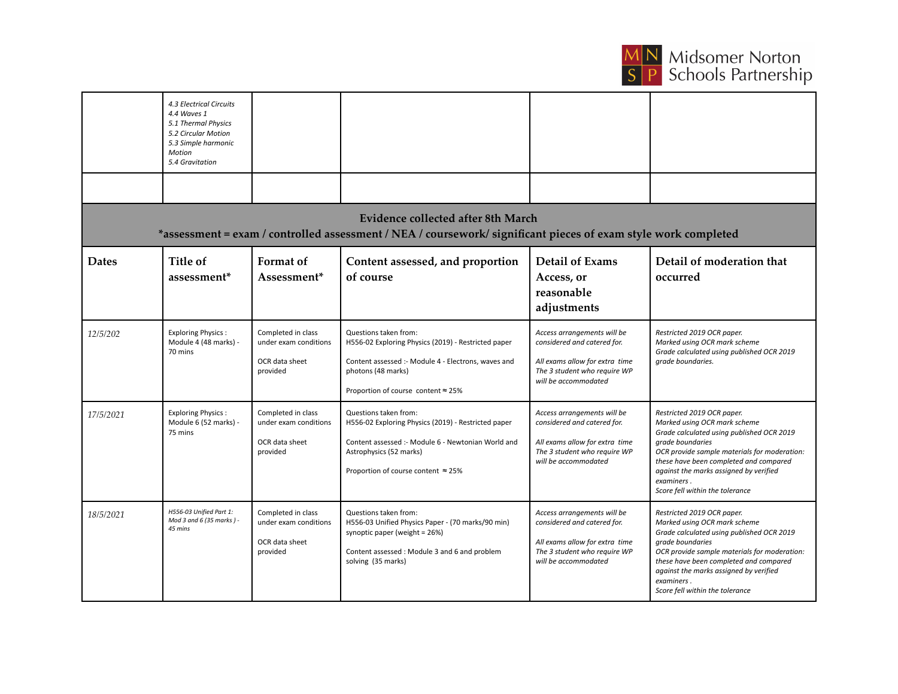| | | | | | |
|---|---|---|---|---|---|
| | *4.3 Electrical Circuits*<br>*4.4 Waves 1*<br>*5.1 Thermal Physics*<br>*5.2 Circular Motion*<br>*5.3 Simple harmonic Motion*<br>*5.4 Gravitation* | | | | |
| | | | | | |

**Evidence collected after 8th March**

**\*assessment = exam / controlled assessment / NEA / coursework/ significant pieces of exam style work completed**

| Dates | Title of assessment* | Format of Assessment* | Content assessed, and proportion of course | Detail of Exams Access, or reasonable adjustments | Detail of moderation that occurred |
|---|---|---|---|---|---|
| *12/5/202* | Exploring Physics : Module 4 (48 marks) - 70 mins | Completed in class under exam conditions<br><br>OCR data sheet provided | Questions taken from:<br>H556-02 Exploring Physics (2019) - Restricted paper<br><br>Content assessed :- Module 4 - Electrons, waves and photons (48 marks)<br><br>Proportion of course content ≈ 25% | *Access arrangements will be considered and catered for.*<br><br>*All exams allow for extra time The 3 student who require WP will be accommodated* | *Restricted 2019 OCR paper.*<br>*Marked using OCR mark scheme*<br>*Grade calculated using published OCR 2019 grade boundaries.* |
| *17/5/2021* | Exploring Physics : Module 6 (52 marks) - 75 mins | Completed in class under exam conditions<br><br>OCR data sheet provided | Questions taken from:<br>H556-02 Exploring Physics (2019) - Restricted paper<br><br>Content assessed :- Module 6 - Newtonian World and Astrophysics (52 marks)<br><br>Proportion of course content ≈ 25% | *Access arrangements will be considered and catered for.*<br><br>*All exams allow for extra time The 3 student who require WP will be accommodated* | *Restricted 2019 OCR paper.*<br>*Marked using OCR mark scheme*<br>*Grade calculated using published OCR 2019 grade boundaries*<br>*OCR provide sample materials for moderation: these have been completed and compared against the marks assigned by verified examiners .*<br>*Score fell within the tolerance* |
| *18/5/2021* | *H556-03 Unified Part 1: Mod 3 and 6 (35 marks ) - 45 mins* | Completed in class under exam conditions<br><br>OCR data sheet provided | Questions taken from:<br>H556-03 Unified Physics Paper - (70 marks/90 min) synoptic paper (weight = 26%)<br><br>Content assessed : Module 3 and 6 and problem solving (35 marks) | *Access arrangements will be considered and catered for.*<br><br>*All exams allow for extra time The 3 student who require WP will be accommodated* | *Restricted 2019 OCR paper.*<br>*Marked using OCR mark scheme*<br>*Grade calculated using published OCR 2019 grade boundaries*<br>*OCR provide sample materials for moderation: these have been completed and compared against the marks assigned by verified examiners .*<br>*Score fell within the tolerance* |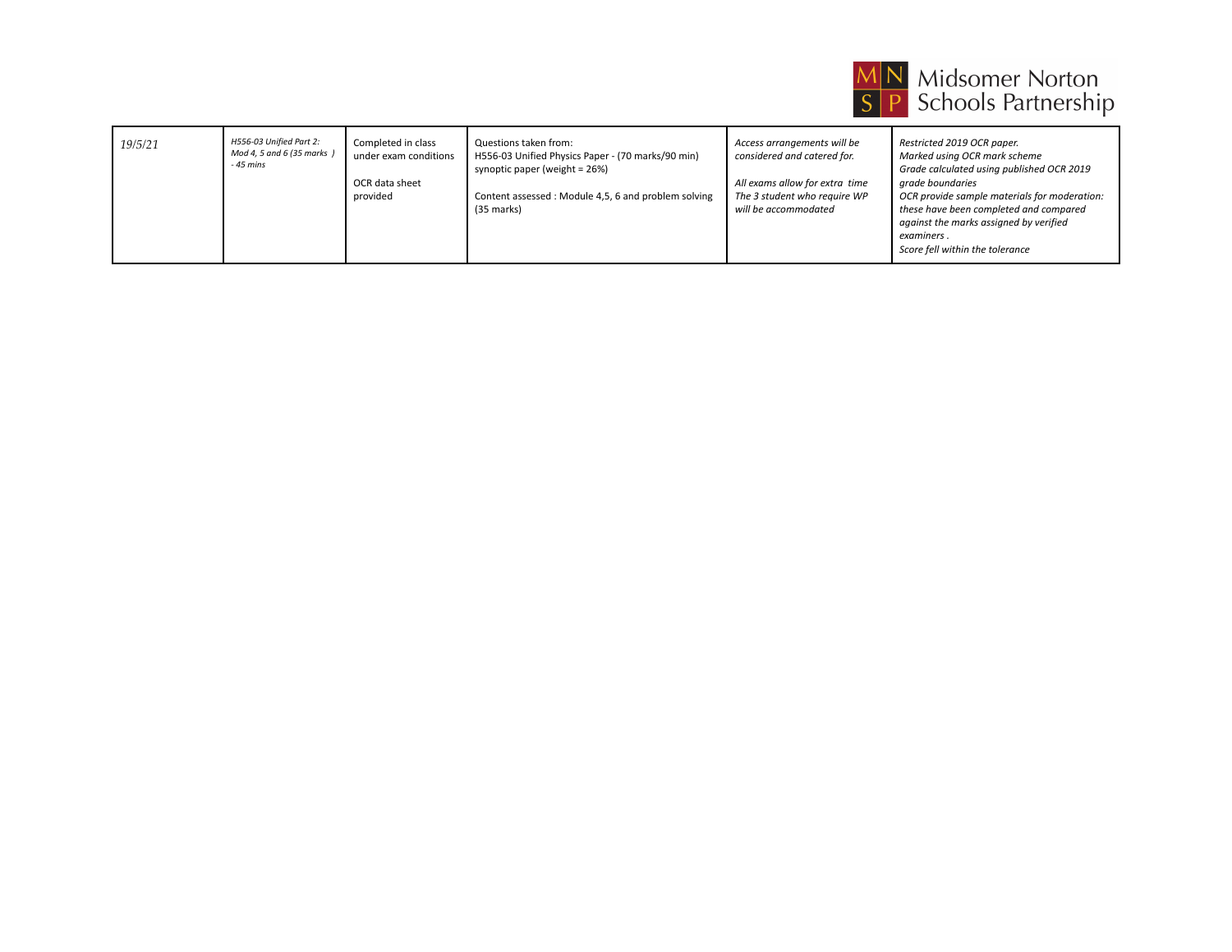| | | | | | |
|---|---|---|---|---|---|
| *19/5/21* | *H556-03 Unified Part 2: Mod 4, 5 and 6 (35 marks ) - 45 mins* | Completed in class under exam conditions<br><br>OCR data sheet provided | Questions taken from:<br>H556-03 Unified Physics Paper - (70 marks/90 min) synoptic paper (weight = 26%)<br><br>Content assessed : Module 4,5, 6 and problem solving (35 marks) | *Access arrangements will be considered and catered for.*<br><br>*All exams allow for extra time The 3 student who require WP will be accommodated* | *Restricted 2019 OCR paper.*<br>*Marked using OCR mark scheme*<br>*Grade calculated using published OCR 2019 grade boundaries*<br>*OCR provide sample materials for moderation: these have been completed and compared against the marks assigned by verified examiners .*<br>*Score fell within the tolerance* |